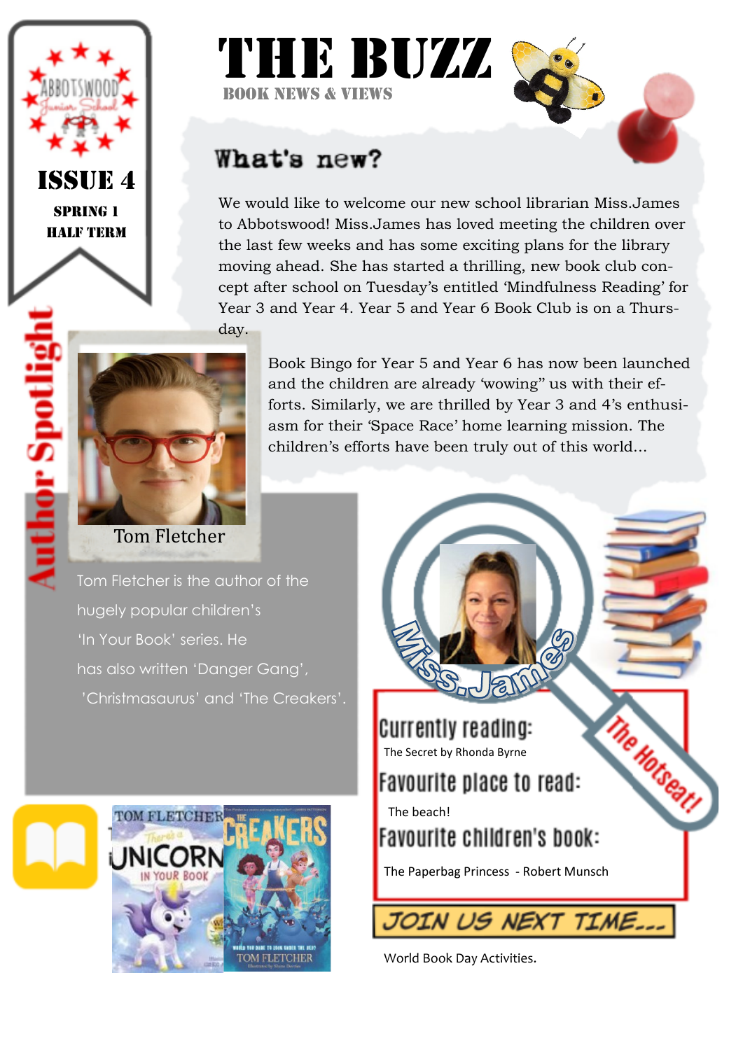ABBOTSWOOD Junior School

**ISSUE 4**

**SPRING 1 HALF TERM**

# THE BUZZ

**BOOK NEWS & VIEWS**

## What's new?

We would like to welcome our new school librarian Miss.James to Abbotswood! Miss.James has loved meeting the children over the last few weeks and has some exciting plans for the library moving ahead. She has started a thrilling, new book club concept after school on Tuesday's entitled 'Mindfulness Reading' for Year 3 and Year 4. Year 5 and Year 6 Book Club is on a Thursday.

Book Bingo for Year 5 and Year 6 has now been launched and the children are already 'wowing" us with their efforts. Similarly, we are thrilled by Year 3 and 4's enthusiasm for their 'Space Race' home learning mission. The children's efforts have been truly out of this world...

## Author Spotlight

Tom Fletcher

Tom Fletcher is the author of the hugely popular children's 'In Your Book' series. He has also written 'Danger Gang', 'Christmasaurus' and 'The Creakers'.

## The Hotseat! Miss.James

**Currently reading:**

The Secret by Rhonda Byrne

**Favourite place to read:**

The beach!

**Favourite children's book:**

The Paperbag Princess - Robert Munsch

**JOIN US NEXT TIME...**

World Book Day Activities.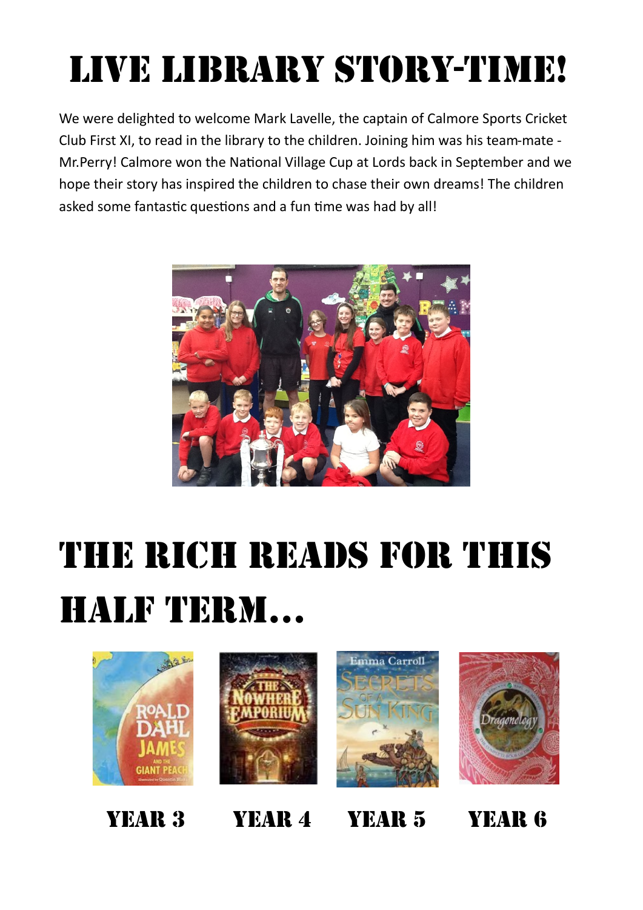# LIVE LIBRARY STORY-TIME!

We were delighted to welcome Mark Lavelle, the captain of Calmore Sports Cricket Club First XI, to read in the library to the children. Joining him was his team-mate - Mr.Perry! Calmore won the National Village Cup at Lords back in September and we hope their story has inspired the children to chase their own dreams! The children asked some fantastic questions and a fun time was had by all!

# THE RICH READS FOR THIS HALF TERM...

YEAR 3 YEAR 4 YEAR 5 YEAR 6